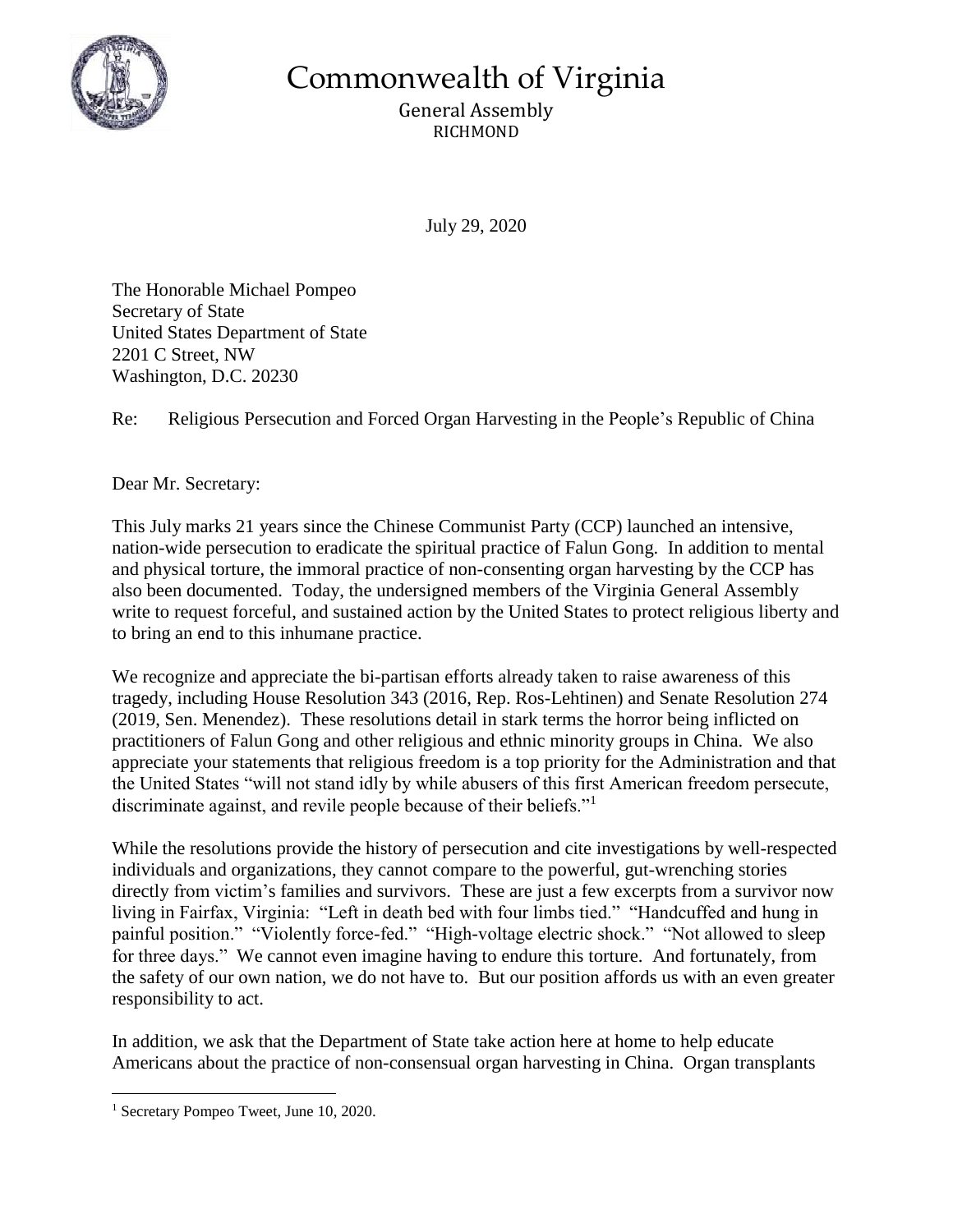# Commonwealth of Virginia

General Assembly
RICHMOND

July 29, 2020

The Honorable Michael Pompeo
Secretary of State
United States Department of State
2201 C Street, NW
Washington, D.C. 20230

Re: Religious Persecution and Forced Organ Harvesting in the People's Republic of China

Dear Mr. Secretary:

This July marks 21 years since the Chinese Communist Party (CCP) launched an intensive, nation-wide persecution to eradicate the spiritual practice of Falun Gong. In addition to mental and physical torture, the immoral practice of non-consenting organ harvesting by the CCP has also been documented. Today, the undersigned members of the Virginia General Assembly write to request forceful, and sustained action by the United States to protect religious liberty and to bring an end to this inhumane practice.

We recognize and appreciate the bi-partisan efforts already taken to raise awareness of this tragedy, including House Resolution 343 (2016, Rep. Ros-Lehtinen) and Senate Resolution 274 (2019, Sen. Menendez). These resolutions detail in stark terms the horror being inflicted on practitioners of Falun Gong and other religious and ethnic minority groups in China. We also appreciate your statements that religious freedom is a top priority for the Administration and that the United States "will not stand idly by while abusers of this first American freedom persecute, discriminate against, and revile people because of their beliefs."[1]

While the resolutions provide the history of persecution and cite investigations by well-respected individuals and organizations, they cannot compare to the powerful, gut-wrenching stories directly from victim's families and survivors. These are just a few excerpts from a survivor now living in Fairfax, Virginia: "Left in death bed with four limbs tied." "Handcuffed and hung in painful position." "Violently force-fed." "High-voltage electric shock." "Not allowed to sleep for three days." We cannot even imagine having to endure this torture. And fortunately, from the safety of our own nation, we do not have to. But our position affords us with an even greater responsibility to act.

In addition, we ask that the Department of State take action here at home to help educate Americans about the practice of non-consensual organ harvesting in China. Organ transplants

[1] Secretary Pompeo Tweet, June 10, 2020.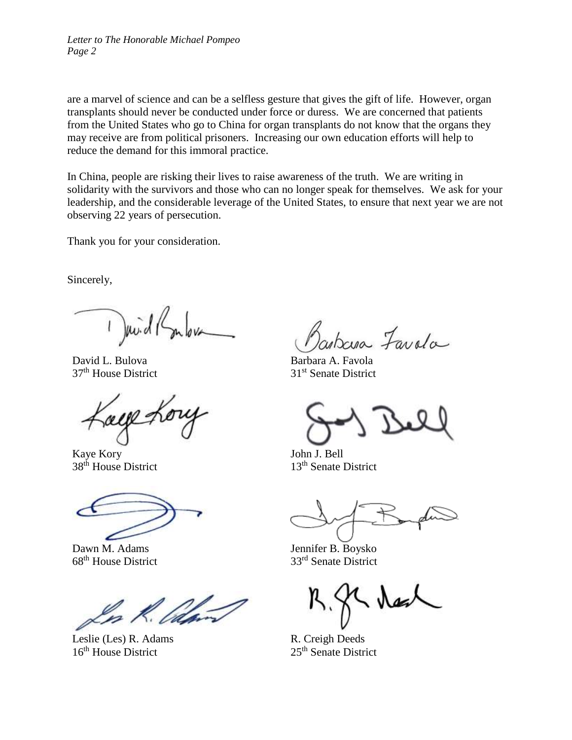are a marvel of science and can be a selfless gesture that gives the gift of life. However, organ transplants should never be conducted under force or duress. We are concerned that patients from the United States who go to China for organ transplants do not know that the organs they may receive are from political prisoners. Increasing our own education efforts will help to reduce the demand for this immoral practice.

In China, people are risking their lives to raise awareness of the truth. We are writing in solidarity with the survivors and those who can no longer speak for themselves. We ask for your leadership, and the considerable leverage of the United States, to ensure that next year we are not observing 22 years of persecution.

Thank you for your consideration.

Sincerely,

David L. Bulova
37th House District

Barbara A. Favola
31st Senate District

Kaye Kory
38th House District

John J. Bell
13th Senate District

Dawn M. Adams
68th House District

Jennifer B. Boysko
33rd Senate District

Leslie (Les) R. Adams
16th House District

R. Creigh Deeds
25th Senate District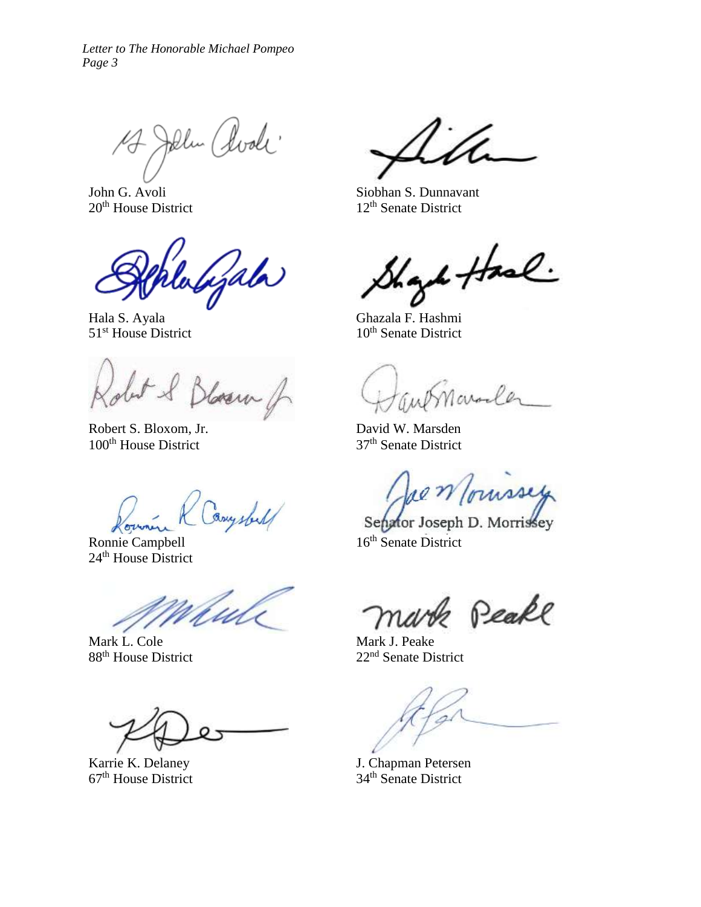John G. Avoli
20th House District

Siobhan S. Dunnavant
12th Senate District

Hala S. Ayala
51st House District

Ghazala F. Hashmi
10th Senate District

Robert S. Bloxom, Jr.
100th House District

David W. Marsden
37th Senate District

Ronnie Campbell
24th House District

Senator Joseph D. Morrissey
16th Senate District

Mark L. Cole
88th House District

Mark J. Peake
22nd Senate District

Karrie K. Delaney
67th House District

J. Chapman Petersen
34th Senate District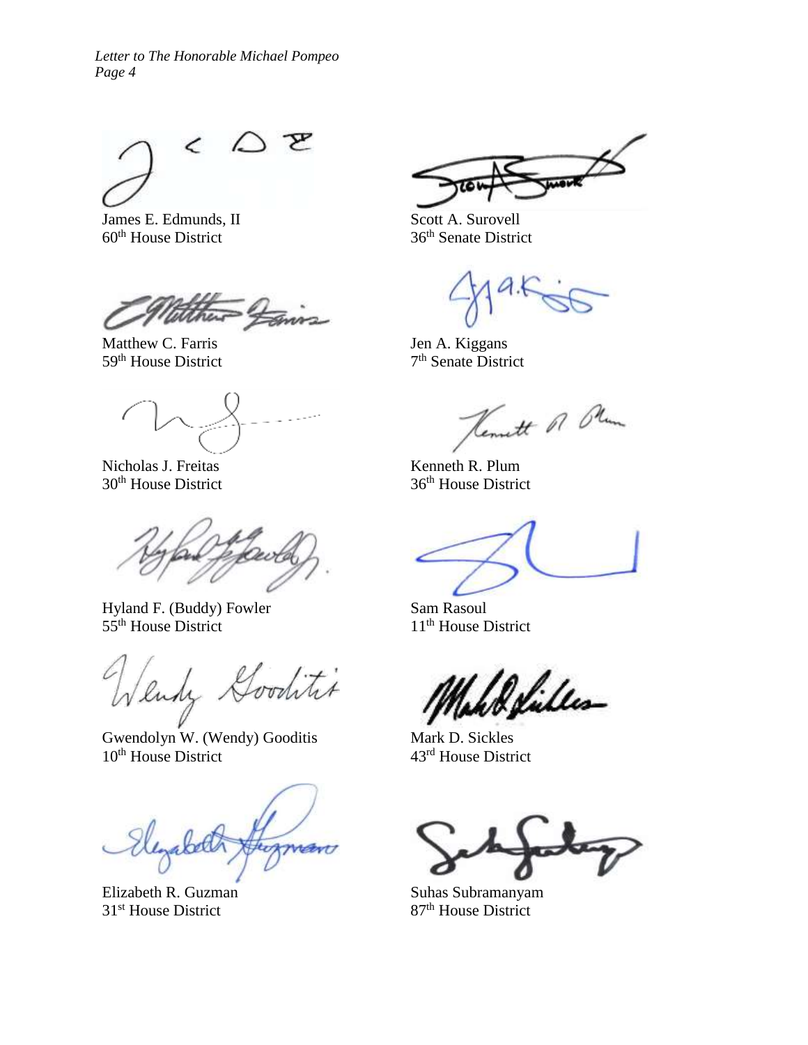James E. Edmunds, II
60th House District

Scott A. Surovell
36th Senate District

Matthew C. Farris
59th House District

Jen A. Kiggans
7th Senate District

Nicholas J. Freitas
30th House District

Kenneth R. Plum
36th House District

Hyland F. (Buddy) Fowler
55th House District

Sam Rasoul
11th House District

Gwendolyn W. (Wendy) Gooditis
10th House District

Mark D. Sickles
43rd House District

Elizabeth R. Guzman
31st House District

Suhas Subramanyam
87th House District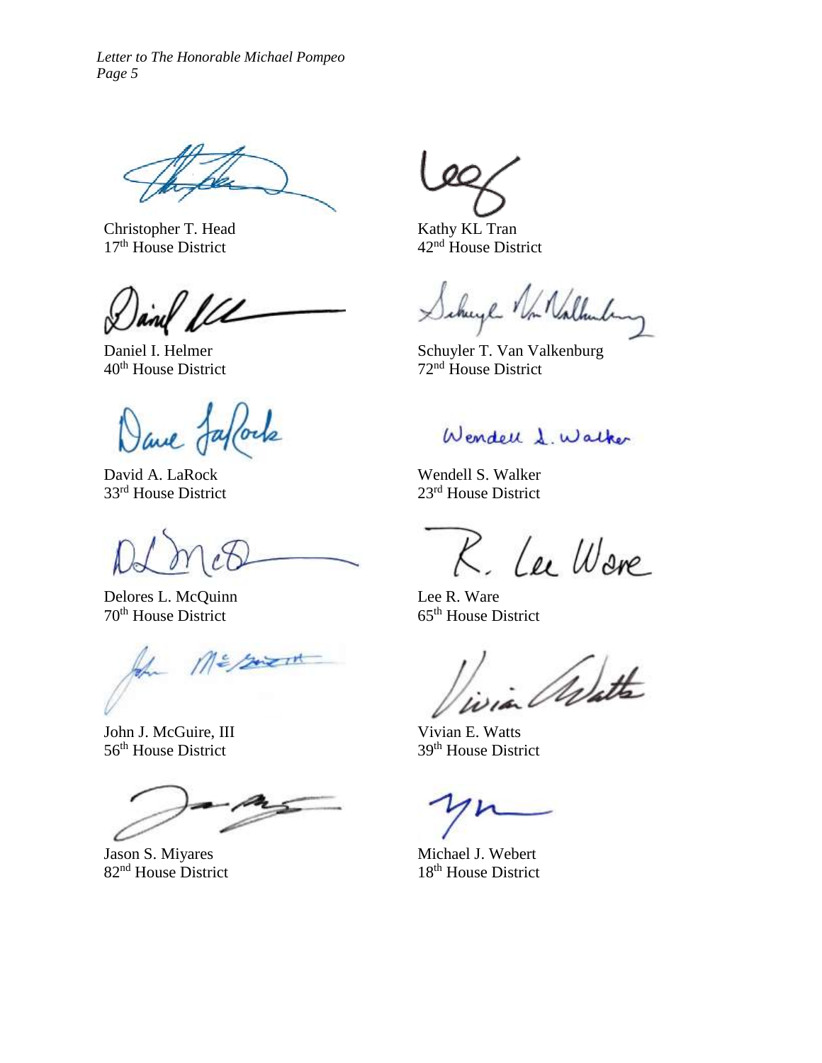Christopher T. Head
17th House District

Kathy KL Tran
42nd House District

Daniel I. Helmer
40th House District

Schuyler T. Van Valkenburg
72nd House District

David A. LaRock
33rd House District

Wendell S. Walker
23rd House District

Delores L. McQuinn
70th House District

Lee R. Ware
65th House District

John J. McGuire, III
56th House District

Vivian E. Watts
39th House District

Jason S. Miyares
82nd House District

Michael J. Webert
18th House District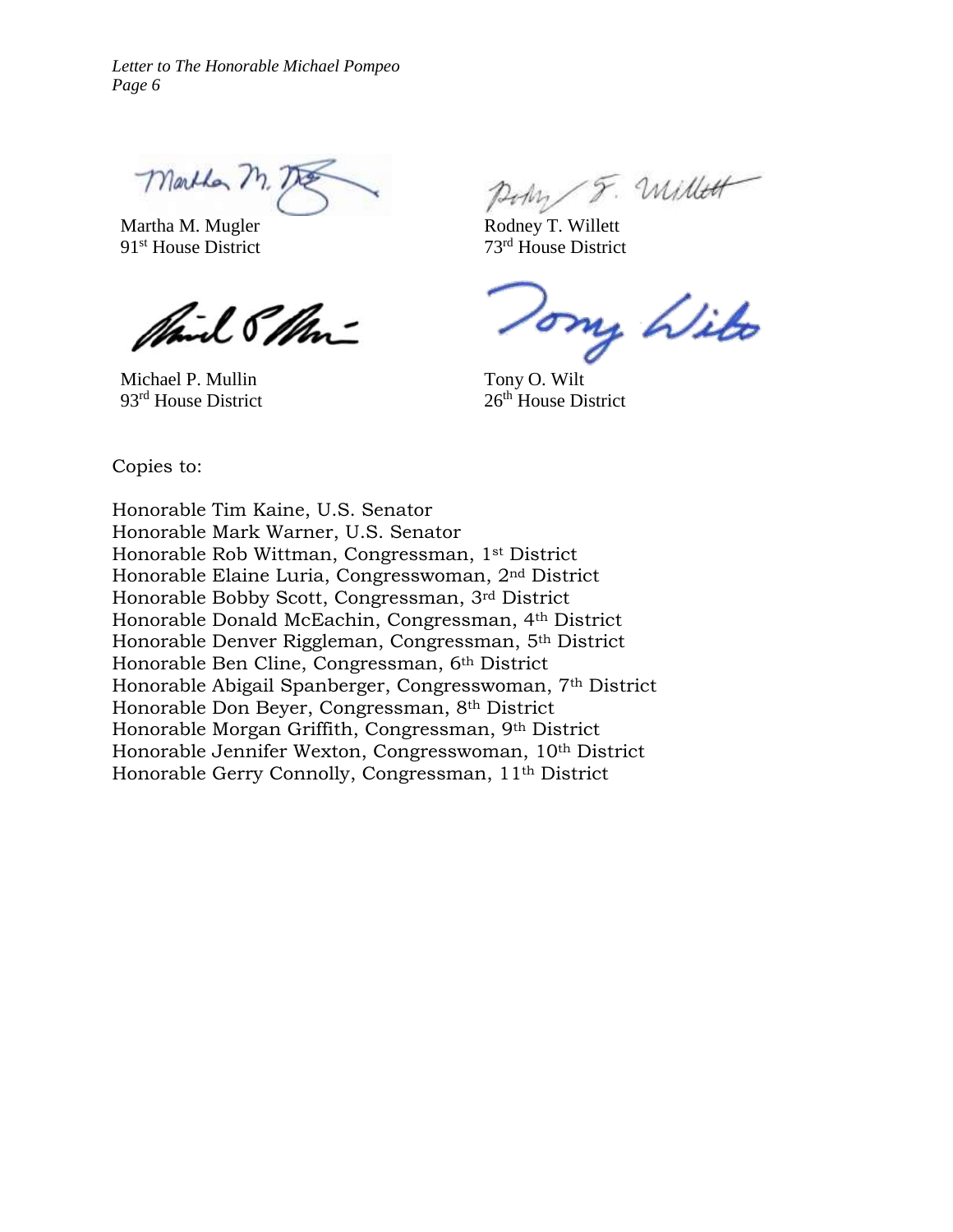Martha M. Mugler
91st House District

Rodney T. Willett
73rd House District

Michael P. Mullin
93rd House District

Tony O. Wilt
26th House District

Copies to:

Honorable Tim Kaine, U.S. Senator
Honorable Mark Warner, U.S. Senator
Honorable Rob Wittman, Congressman, 1st District
Honorable Elaine Luria, Congresswoman, 2nd District
Honorable Bobby Scott, Congressman, 3rd District
Honorable Donald McEachin, Congressman, 4th District
Honorable Denver Riggleman, Congressman, 5th District
Honorable Ben Cline, Congressman, 6th District
Honorable Abigail Spanberger, Congresswoman, 7th District
Honorable Don Beyer, Congressman, 8th District
Honorable Morgan Griffith, Congressman, 9th District
Honorable Jennifer Wexton, Congresswoman, 10th District
Honorable Gerry Connolly, Congressman, 11th District